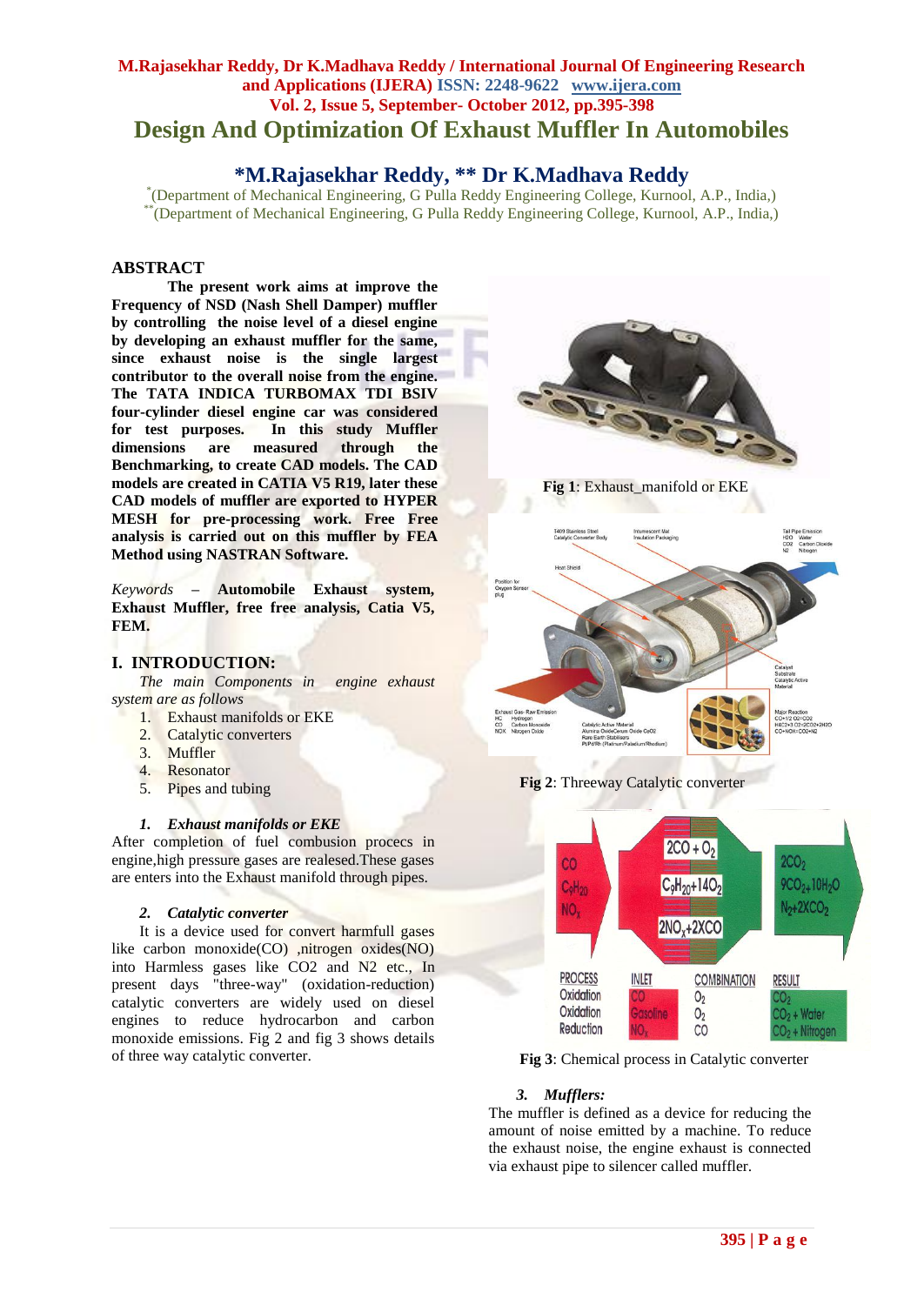# Design And Optimization Of Exhaust Muffler In Automobiles

## *M.Rajasekhar Reddy, ** Dr K.Madhava Reddy

[*](Department of Mechanical Engineering, G Pulla Reddy Engineering College, Kurnool, A.P., India,)
[**](Department of Mechanical Engineering, G Pulla Reddy Engineering College, Kurnool, A.P., India,)

## ABSTRACT

**The present work aims at improve the Frequency of NSD (Nash Shell Damper) muffler by controlling the noise level of a diesel engine by developing an exhaust muffler for the same, since exhaust noise is the single largest contributor to the overall noise from the engine. The TATA INDICA TURBOMAX TDI BSIV four-cylinder diesel engine car was considered for test purposes. In this study Muffler dimensions are measured through the Benchmarking, to create CAD models. The CAD models are created in CATIA V5 R19, later these CAD models of muffler are exported to HYPER MESH for pre-processing work. Free Free analysis is carried out on this muffler by FEA Method using NASTRAN Software.**

*Keywords* – **Automobile Exhaust system, Exhaust Muffler, free free analysis, Catia V5, FEM.**

## I. INTRODUCTION:

*The main Components in engine exhaust system are as follows*

1. Exhaust manifolds or EKE
2. Catalytic converters
3. Muffler
4. Resonator
5. Pipes and tubing

### *1. Exhaust manifolds or EKE*

After completion of fuel combusion procecs in engine,high pressure gases are realesed.These gases are enters into the Exhaust manifold through pipes.

### *2. Catalytic converter*

It is a device used for convert harmfull gases like carbon monoxide(CO) ,nitrogen oxides(NO) into Harmless gases like $CO_2$ and $N_2$ etc., In present days "three-way" (oxidation-reduction) catalytic converters are widely used on diesel engines to reduce hydrocarbon and carbon monoxide emissions. Fig 2 and fig 3 shows details of three way catalytic converter.

**Fig 1**: Exhaust_manifold or EKE

**Fig 2**: Threeway Catalytic converter

**Fig 3**: Chemical process in Catalytic converter

### *3. Mufflers:*

The muffler is defined as a device for reducing the amount of noise emitted by a machine. To reduce the exhaust noise, the engine exhaust is connected via exhaust pipe to silencer called muffler.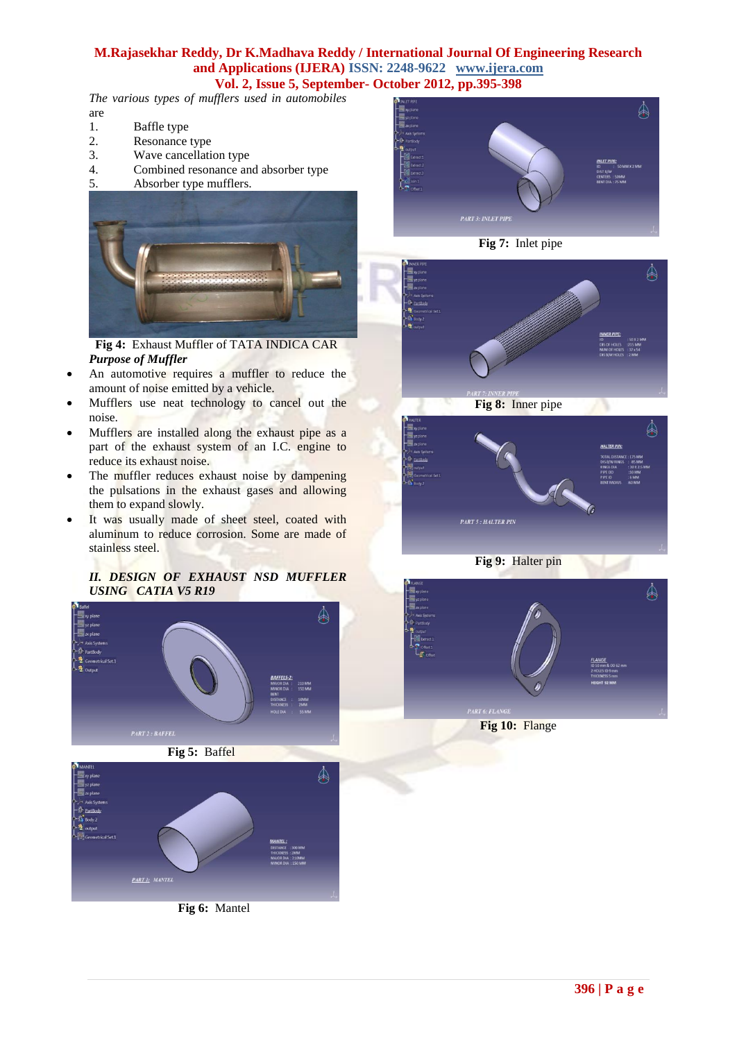*The various types of mufflers used in automobiles* are

1. Baffle type
2. Resonance type
3. Wave cancellation type
4. Combined resonance and absorber type
5. Absorber type mufflers.

**Fig 4:** Exhaust Muffler of TATA INDICA CAR

***Purpose of Muffler***

- An automotive requires a muffler to reduce the amount of noise emitted by a vehicle.
- Mufflers use neat technology to cancel out the noise.
- Mufflers are installed along the exhaust pipe as a part of the exhaust system of an I.C. engine to reduce its exhaust noise.
- The muffler reduces exhaust noise by dampening the pulsations in the exhaust gases and allowing them to expand slowly.
- It was usually made of sheet steel, coated with aluminum to reduce corrosion. Some are made of stainless steel.

## *II. DESIGN OF EXHAUST NSD MUFFLER USING CATIA V5 R19*

**Fig 5:** Baffel

**Fig 6:** Mantel

**Fig 7:** Inlet pipe

**Fig 8:** Inner pipe

**Fig 9:** Halter pin

**Fig 10:** Flange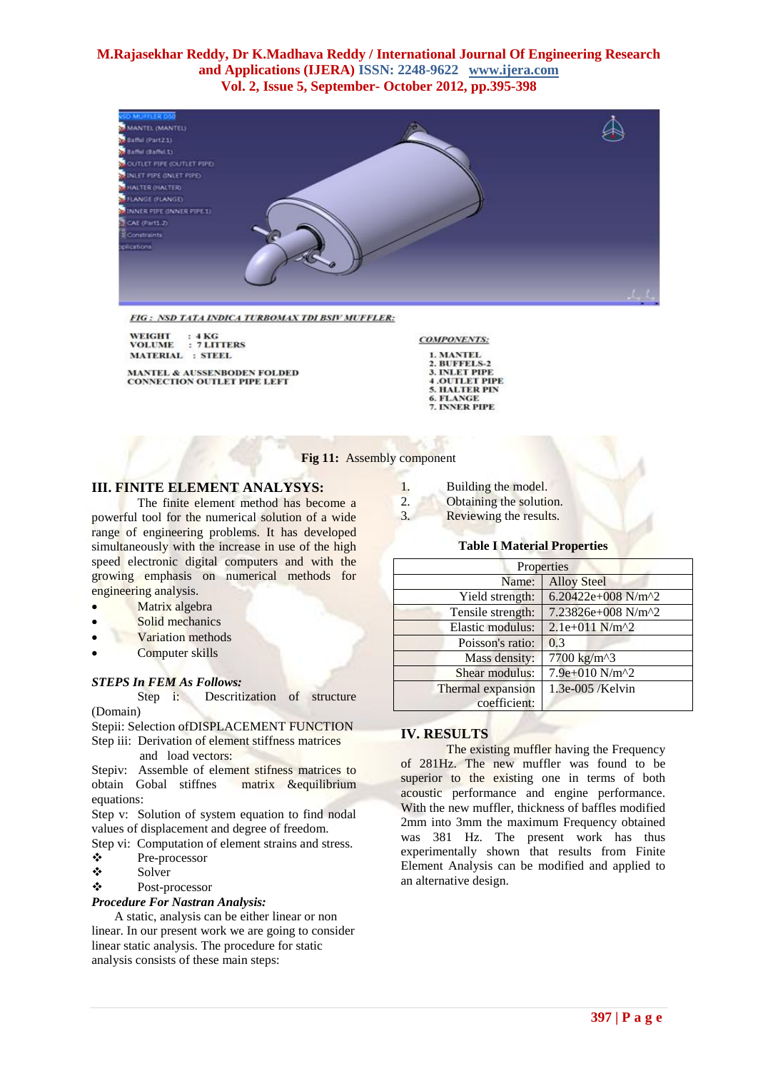FIG : NSD TATA INDICA TURBOMAX TDI BSIV MUFFLER:

WEIGHT : 4 KG
VOLUME : 7 LITTERS
MATERIAL : STEEL

MANTEL & AUSSENBODEN FOLDED
CONNECTION OUTLET PIPE LEFT

COMPONENTS:

1. MANTEL
2. BUFFELS-2
3. INLET PIPE
4 .OUTLET PIPE
5. HALTER PIN
6. FLANGE
7. INNER PIPE

**Fig 11:** Assembly component

## III. FINITE ELEMENT ANALYSYS:

The finite element method has become a powerful tool for the numerical solution of a wide range of engineering problems. It has developed simultaneously with the increase in use of the high speed electronic digital computers and with the growing emphasis on numerical methods for engineering analysis.

- Matrix algebra
- Solid mechanics
- Variation methods
- Computer skills

***STEPS In FEM As Follows:***

Step i: Descritization of structure (Domain)

Stepii: Selection ofDISPLACEMENT FUNCTION

Step iii: Derivation of element stiffness matrices and load vectors:

Stepiv: Assemble of element stifness matrices to obtain Gobal stiffnes matrix &equilibrium equations:

Step v: Solution of system equation to find nodal values of displacement and degree of freedom.

Step vi: Computation of element strains and stress.

- Pre-processor
- Solver
- Post-processor

***Procedure For Nastran Analysis:***

A static, analysis can be either linear or non linear. In our present work we are going to consider linear static analysis. The procedure for static analysis consists of these main steps:

1. Building the model.
2. Obtaining the solution.
3. Reviewing the results.

**Table I Material Properties**

| Properties | |
|---|---|
| Name: | Alloy Steel |
| Yield strength: | 6.20422e+008 N/m^2 |
| Tensile strength: | 7.23826e+008 N/m^2 |
| Elastic modulus: | 2.1e+011 N/m^2 |
| Poisson's ratio: | 0.3 |
| Mass density: | 7700 kg/m^3 |
| Shear modulus: | 7.9e+010 N/m^2 |
| Thermal expansion coefficient: | 1.3e-005 /Kelvin |

## IV. RESULTS

The existing muffler having the Frequency of 281Hz. The new muffler was found to be superior to the existing one in terms of both acoustic performance and engine performance. With the new muffler, thickness of baffles modified 2mm into 3mm the maximum Frequency obtained was 381 Hz. The present work has thus experimentally shown that results from Finite Element Analysis can be modified and applied to an alternative design.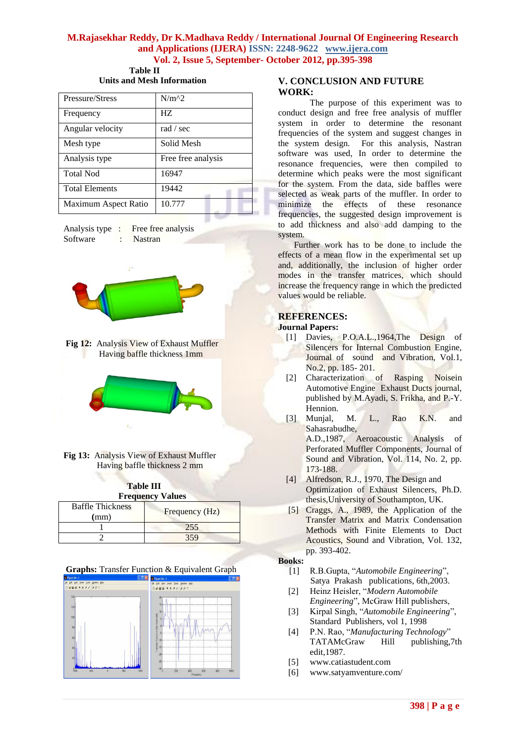**Table II**
**Units and Mesh Information**

| | |
|---|---|
| Pressure/Stress | N/m^2 |
| Frequency | HZ |
| Angular velocity | rad / sec |
| Mesh type | Solid Mesh |
| Analysis type | Free free analysis |
| Total Nod | 16947 |
| Total Elements | 19442 |
| Maximum Aspect Ratio | 10.777 |

Analysis type : Free free analysis
Software : Nastran

**Fig 12:** Analysis View of Exhaust Muffler Having baffle thickness 1mm

**Fig 13:** Analysis View of Exhaust Muffler Having baffle thickness 2 mm

**Table III**
**Frequency Values**

| Baffle Thickness (mm) | Frequency (Hz) |
|---|---|
| 1 | 255 |
| 2 | 359 |

**Graphs:** Transfer Function & Equivalent Graph

## V. CONCLUSION AND FUTURE WORK:

The purpose of this experiment was to conduct design and free free analysis of muffler system in order to determine the resonant frequencies of the system and suggest changes in the system design. For this analysis, Nastran software was used, In order to determine the resonance frequencies, were then compiled to determine which peaks were the most significant for the system. From the data, side baffles were selected as weak parts of the muffler. In order to minimize the effects of these resonance frequencies, the suggested design improvement is to add thickness and also add damping to the system.

Further work has to be done to include the effects of a mean flow in the experimental set up and, additionally, the inclusion of higher order modes in the transfer matrices, which should increase the frequency range in which the predicted values would be reliable.

## REFERENCES:

**Journal Papers:**

[1] Davies, P.O.A.L.,1964,The Design of Silencers for Internal Combustion Engine, Journal of sound and Vibration, Vol.1, No.2, pp. 185- 201.

[2] Characterization of Rasping Noisein Automotive Engine Exhaust Ducts journal, published by M.Ayadi, S. Frikha, and P.-Y. Hennion.

[3] Munjal, M. L., Rao K.N. and Sahasrabudhe, A.D.,1987, Aeroacoustic Analysis of Perforated Muffler Components, Journal of Sound and Vibration, Vol. 114, No. 2, pp. 173-188.

[4] Alfredson, R.J., 1970, The Design and Optimization of Exhaust Silencers, Ph.D. thesis,University of Southampton, UK.

[5] Craggs, A., 1989, the Application of the Transfer Matrix and Matrix Condensation Methods with Finite Elements to Duct Acoustics, Sound and Vibration, Vol. 132, pp. 393-402.

**Books:**

[1] R.B.Gupta, "*Automobile Engineering*", Satya Prakash publications, 6th,2003.

[2] Heinz Heisler, "*Modern Automobile Engineering*", McGraw Hill publishers,

[3] Kirpal Singh, "*Automobile Engineering*", Standard Publishers, vol 1, 1998

[4] P.N. Rao, "*Manufacturing Technology*" TATAMcGraw Hill publishing,7th edit,1987.

[5] www.catiastudent.com

[6] www.satyamventure.com/